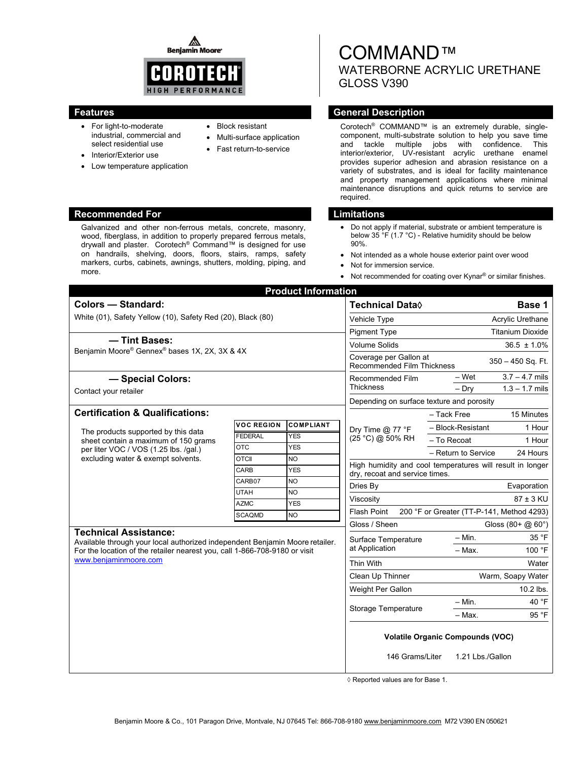Benjamin Moore

COROTECH® HIGH PERFORMANCE

# COMMAND™
## WATERBORNE ACRYLIC URETHANE GLOSS V390

## Features

- For light-to-moderate industrial, commercial and select residential use
- Interior/Exterior use
- Low temperature application
- Block resistant
- Multi-surface application
- Fast return-to-service

## General Description

Corotech® COMMAND™ is an extremely durable, single-component, multi-substrate solution to help you save time and tackle multiple jobs with confidence. This interior/exterior, UV-resistant acrylic urethane enamel provides superior adhesion and abrasion resistance on a variety of substrates, and is ideal for facility maintenance and property management applications where minimal maintenance disruptions and quick returns to service are required.

## Recommended For

Galvanized and other non-ferrous metals, concrete, masonry, wood, fiberglass, in addition to properly prepared ferrous metals, drywall and plaster. Corotech® Command™ is designed for use on handrails, shelving, doors, floors, stairs, ramps, safety markers, curbs, cabinets, awnings, shutters, molding, piping, and more.

## Limitations

- Do not apply if material, substrate or ambient temperature is below 35 °F (1.7 °C) - Relative humidity should be below 90%.
- Not intended as a whole house exterior paint over wood
- Not for immersion service.
- Not recommended for coating over Kynar® or similar finishes.

## Product Information

### Colors — Standard:

White (01), Safety Yellow (10), Safety Red (20), Black (80)

### — Tint Bases:

Benjamin Moore® Gennex® bases 1X, 2X, 3X & 4X

### — Special Colors:

Contact your retailer

### Certification & Qualifications:

The products supported by this data sheet contain a maximum of 150 grams per liter VOC / VOS (1.25 lbs. /gal.) excluding water & exempt solvents.

| VOC REGION | COMPLIANT |
|---|---|
| FEDERAL | YES |
| OTC | YES |
| OTCII | NO |
| CARB | YES |
| CARB07 | NO |
| UTAH | NO |
| AZMC | YES |
| SCAQMD | NO |

### Technical Assistance:

Available through your local authorized independent Benjamin Moore retailer. For the location of the retailer nearest you, call 1-866-708-9180 or visit www.benjaminmoore.com

| Technical Data◊ | | Base 1 |
|---|---|---|
| Vehicle Type | | Acrylic Urethane |
| Pigment Type | | Titanium Dioxide |
| Volume Solids | | 36.5 ± 1.0% |
| Coverage per Gallon at Recommended Film Thickness | | 350 – 450 Sq. Ft. |
| Recommended Film Thickness | – Wet | 3.7 – 4.7 mils |
| | – Dry | 1.3 – 1.7 mils |
| Depending on surface texture and porosity | | |
| Dry Time @ 77 °F (25 °C) @ 50% RH | – Tack Free | 15 Minutes |
| | – Block-Resistant | 1 Hour |
| | – To Recoat | 1 Hour |
| | – Return to Service | 24 Hours |
| High humidity and cool temperatures will result in longer dry, recoat and service times. | | |
| Dries By | | Evaporation |
| Viscosity | | 87 ± 3 KU |
| Flash Point | | 200 °F or Greater (TT-P-141, Method 4293) |
| Gloss / Sheen | | Gloss (80+ @ 60°) |
| Surface Temperature at Application | – Min. | 35 °F |
| | – Max. | 100 °F |
| Thin With | | Water |
| Clean Up Thinner | | Warm, Soapy Water |
| Weight Per Gallon | | 10.2 lbs. |
| Storage Temperature | – Min. | 40 °F |
| | – Max. | 95 °F |

**Volatile Organic Compounds (VOC)**

146 Grams/Liter 1.21 Lbs./Gallon

◊ Reported values are for Base 1.

Benjamin Moore & Co., 101 Paragon Drive, Montvale, NJ 07645 Tel: 866-708-9180 www.benjaminmoore.com M72 V390 EN 050621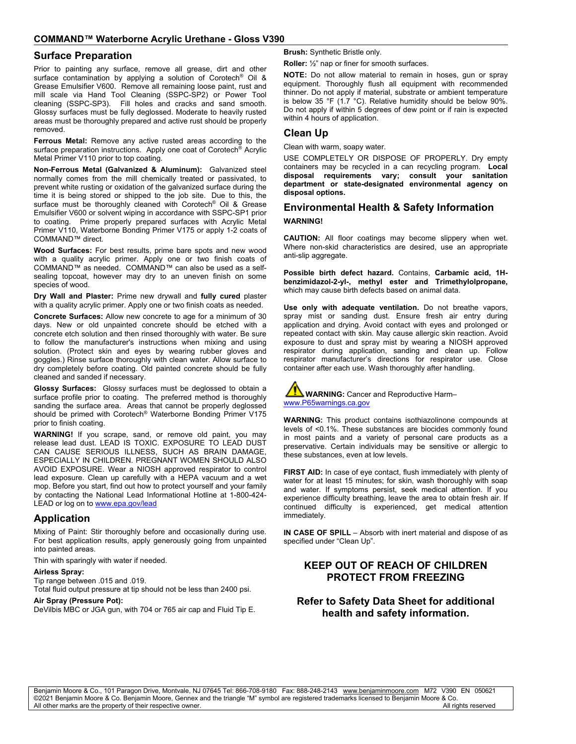## Surface Preparation

Prior to painting any surface, remove all grease, dirt and other surface contamination by applying a solution of Corotech® Oil & Grease Emulsifier V600. Remove all remaining loose paint, rust and mill scale via Hand Tool Cleaning (SSPC-SP2) or Power Tool cleaning (SSPC-SP3). Fill holes and cracks and sand smooth. Glossy surfaces must be fully deglossed. Moderate to heavily rusted areas must be thoroughly prepared and active rust should be properly removed.

**Ferrous Metal:** Remove any active rusted areas according to the surface preparation instructions. Apply one coat of Corotech® Acrylic Metal Primer V110 prior to top coating.

**Non-Ferrous Metal (Galvanized & Aluminum):** Galvanized steel normally comes from the mill chemically treated or passivated, to prevent white rusting or oxidation of the galvanized surface during the time it is being stored or shipped to the job site. Due to this, the surface must be thoroughly cleaned with Corotech® Oil & Grease Emulsifier V600 or solvent wiping in accordance with SSPC-SP1 prior to coating. Prime properly prepared surfaces with Acrylic Metal Primer V110, Waterborne Bonding Primer V175 or apply 1-2 coats of COMMAND™ direct.

**Wood Surfaces:** For best results, prime bare spots and new wood with a quality acrylic primer. Apply one or two finish coats of COMMAND™ as needed. COMMAND™ can also be used as a self-sealing topcoat, however may dry to an uneven finish on some species of wood.

**Dry Wall and Plaster:** Prime new drywall and **fully cured** plaster with a quality acrylic primer. Apply one or two finish coats as needed.

**Concrete Surfaces:** Allow new concrete to age for a minimum of 30 days. New or old unpainted concrete should be etched with a concrete etch solution and then rinsed thoroughly with water. Be sure to follow the manufacturer's instructions when mixing and using solution. (Protect skin and eyes by wearing rubber gloves and goggles.) Rinse surface thoroughly with clean water. Allow surface to dry completely before coating. Old painted concrete should be fully cleaned and sanded if necessary.

**Glossy Surfaces:** Glossy surfaces must be deglossed to obtain a surface profile prior to coating. The preferred method is thoroughly sanding the surface area. Areas that cannot be properly deglossed should be primed with Corotech® Waterborne Bonding Primer V175 prior to finish coating.

**WARNING!** If you scrape, sand, or remove old paint, you may release lead dust. LEAD IS TOXIC. EXPOSURE TO LEAD DUST CAN CAUSE SERIOUS ILLNESS, SUCH AS BRAIN DAMAGE, ESPECIALLY IN CHILDREN. PREGNANT WOMEN SHOULD ALSO AVOID EXPOSURE. Wear a NIOSH approved respirator to control lead exposure. Clean up carefully with a HEPA vacuum and a wet mop. Before you start, find out how to protect yourself and your family by contacting the National Lead Informational Hotline at 1-800-424-LEAD or log on to www.epa.gov/lead

## Application

Mixing of Paint: Stir thoroughly before and occasionally during use. For best application results, apply generously going from unpainted into painted areas.

Thin with sparingly with water if needed.

**Airless Spray:**
Tip range between .015 and .019.
Total fluid output pressure at tip should not be less than 2400 psi.

**Air Spray (Pressure Pot):**
DeVilbis MBC or JGA gun, with 704 or 765 air cap and Fluid Tip E.

**Brush:** Synthetic Bristle only.

**Roller:** ½" nap or finer for smooth surfaces.

**NOTE:** Do not allow material to remain in hoses, gun or spray equipment. Thoroughly flush all equipment with recommended thinner. Do not apply if material, substrate or ambient temperature is below 35 °F (1.7 °C). Relative humidity should be below 90%. Do not apply if within 5 degrees of dew point or if rain is expected within 4 hours of application.

## Clean Up

Clean with warm, soapy water.

USE COMPLETELY OR DISPOSE OF PROPERLY. Dry empty containers may be recycled in a can recycling program. **Local disposal requirements vary; consult your sanitation department or state-designated environmental agency on disposal options.**

## Environmental Health & Safety Information

**WARNING!**

**CAUTION:** All floor coatings may become slippery when wet. Where non-skid characteristics are desired, use an appropriate anti-slip aggregate.

**Possible birth defect hazard.** Contains, **Carbamic acid, 1H-benzimidazol-2-yl-, methyl ester and Trimethylolpropane,** which may cause birth defects based on animal data.

**Use only with adequate ventilation.** Do not breathe vapors, spray mist or sanding dust. Ensure fresh air entry during application and drying. Avoid contact with eyes and prolonged or repeated contact with skin. May cause allergic skin reaction. Avoid exposure to dust and spray mist by wearing a NIOSH approved respirator during application, sanding and clean up. Follow respirator manufacturer's directions for respirator use. Close container after each use. Wash thoroughly after handling.

⚠ **WARNING:** Cancer and Reproductive Harm– www.P65warnings.ca.gov

**WARNING:** This product contains isothiazolinone compounds at levels of <0.1%. These substances are biocides commonly found in most paints and a variety of personal care products as a preservative. Certain individuals may be sensitive or allergic to these substances, even at low levels.

**FIRST AID:** In case of eye contact, flush immediately with plenty of water for at least 15 minutes; for skin, wash thoroughly with soap and water. If symptoms persist, seek medical attention. If you experience difficulty breathing, leave the area to obtain fresh air. If continued difficulty is experienced, get medical attention immediately.

**IN CASE OF SPILL** – Absorb with inert material and dispose of as specified under "Clean Up".

**KEEP OUT OF REACH OF CHILDREN**
**PROTECT FROM FREEZING**

**Refer to Safety Data Sheet for additional health and safety information.**

Benjamin Moore & Co., 101 Paragon Drive, Montvale, NJ 07645 Tel: 866-708-9180 Fax: 888-248-2143 www.benjaminmoore.com M72 V390 EN 050621
©2021 Benjamin Moore & Co. Benjamin Moore, Gennex and the triangle "M" symbol are registered trademarks licensed to Benjamin Moore & Co.
All other marks are the property of their respective owner. All rights reserved